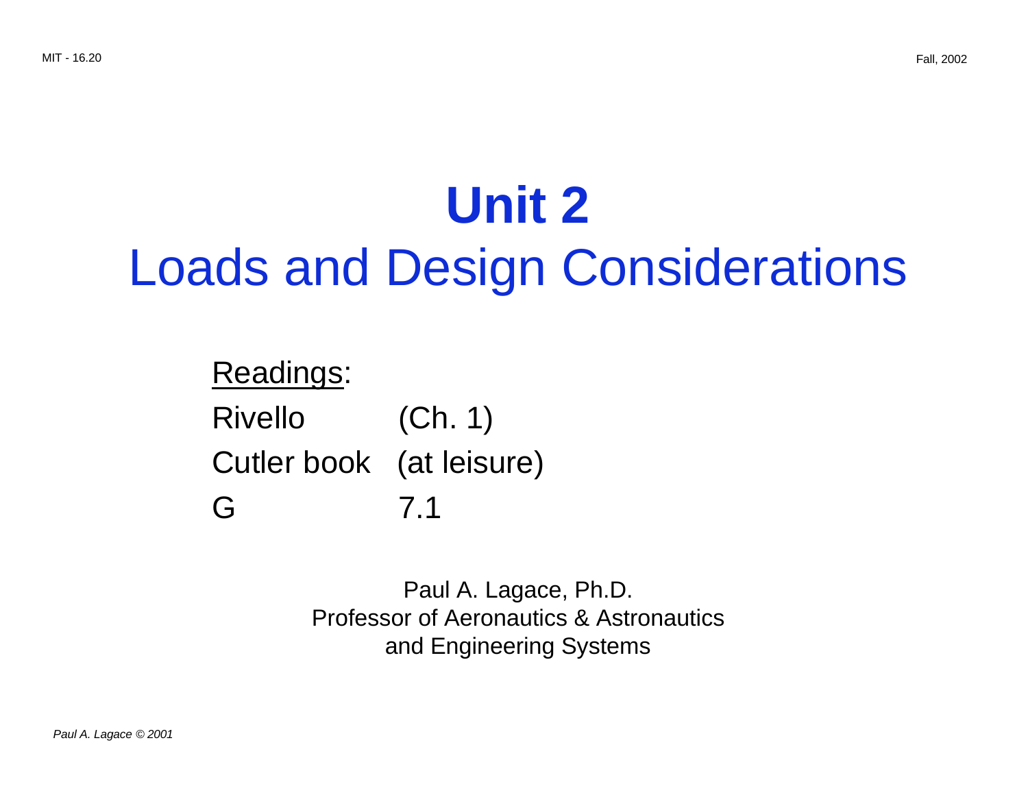# Unit 2
## Loads and Design Considerations

Readings:

| | |
|---|---|
| Rivello | (Ch. 1) |
| Cutler book | (at leisure) |
| G | 7.1 |

Paul A. Lagace, Ph.D.
Professor of Aeronautics & Astronautics
and Engineering Systems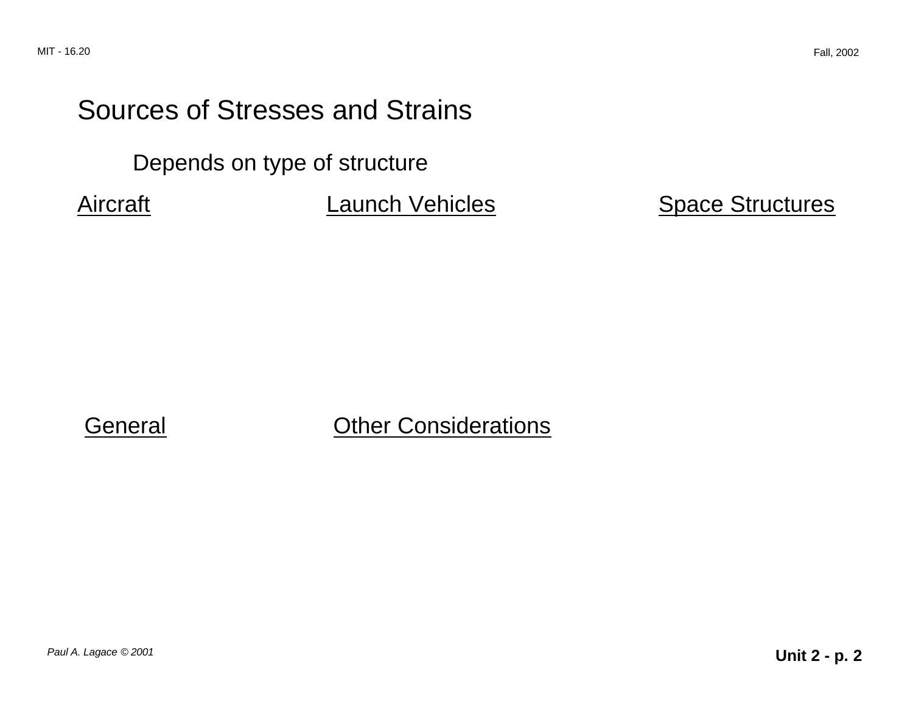# Sources of Stresses and Strains

Depends on type of structure

Aircraft

Launch Vehicles

Space Structures

General

Other Considerations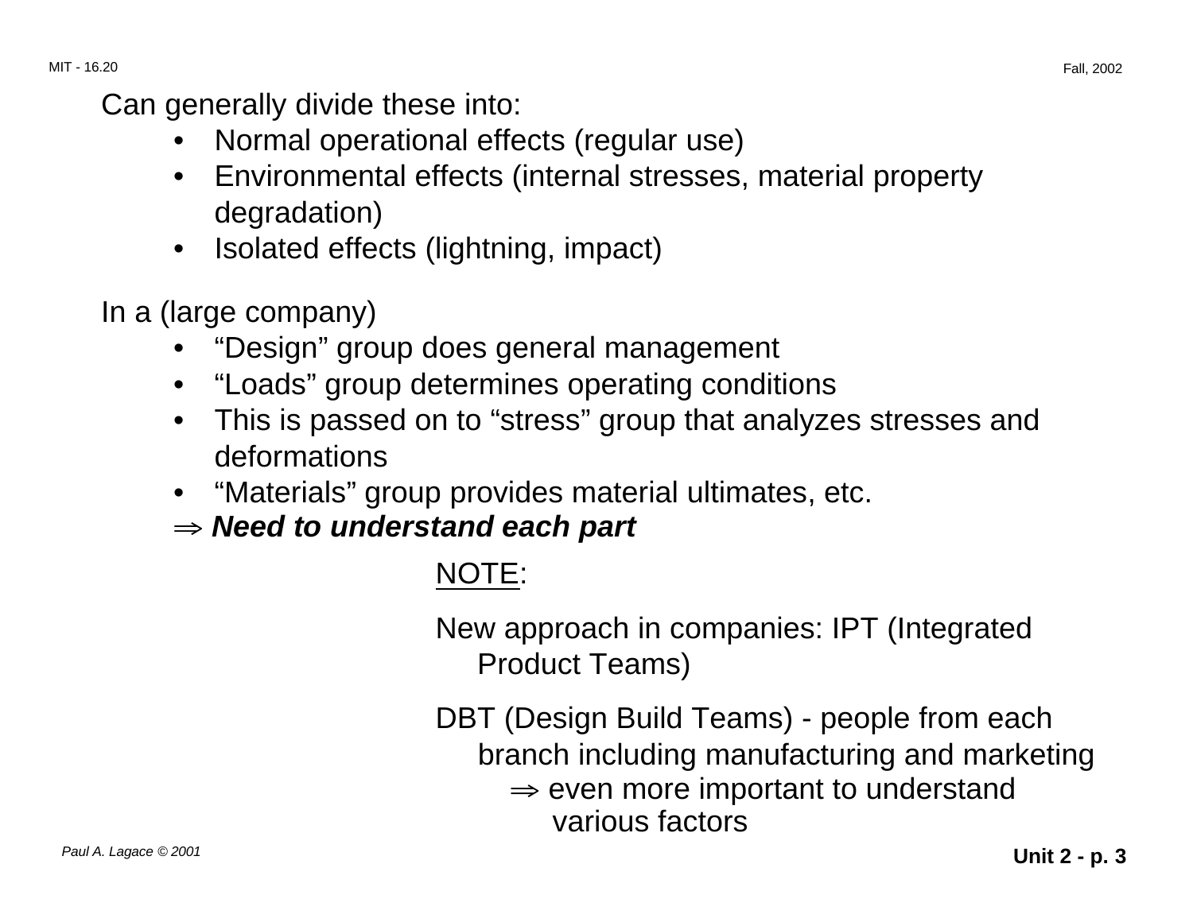Can generally divide these into:

- Normal operational effects (regular use)
- Environmental effects (internal stresses, material property degradation)
- Isolated effects (lightning, impact)

In a (large company)

- "Design" group does general management
- "Loads" group determines operating conditions
- This is passed on to "stress" group that analyzes stresses and deformations
- "Materials" group provides material ultimates, etc.

$\Rightarrow$ ***Need to understand each part***

NOTE:

New approach in companies: IPT (Integrated Product Teams)

DBT (Design Build Teams) - people from each branch including manufacturing and marketing

$\Rightarrow$ even more important to understand various factors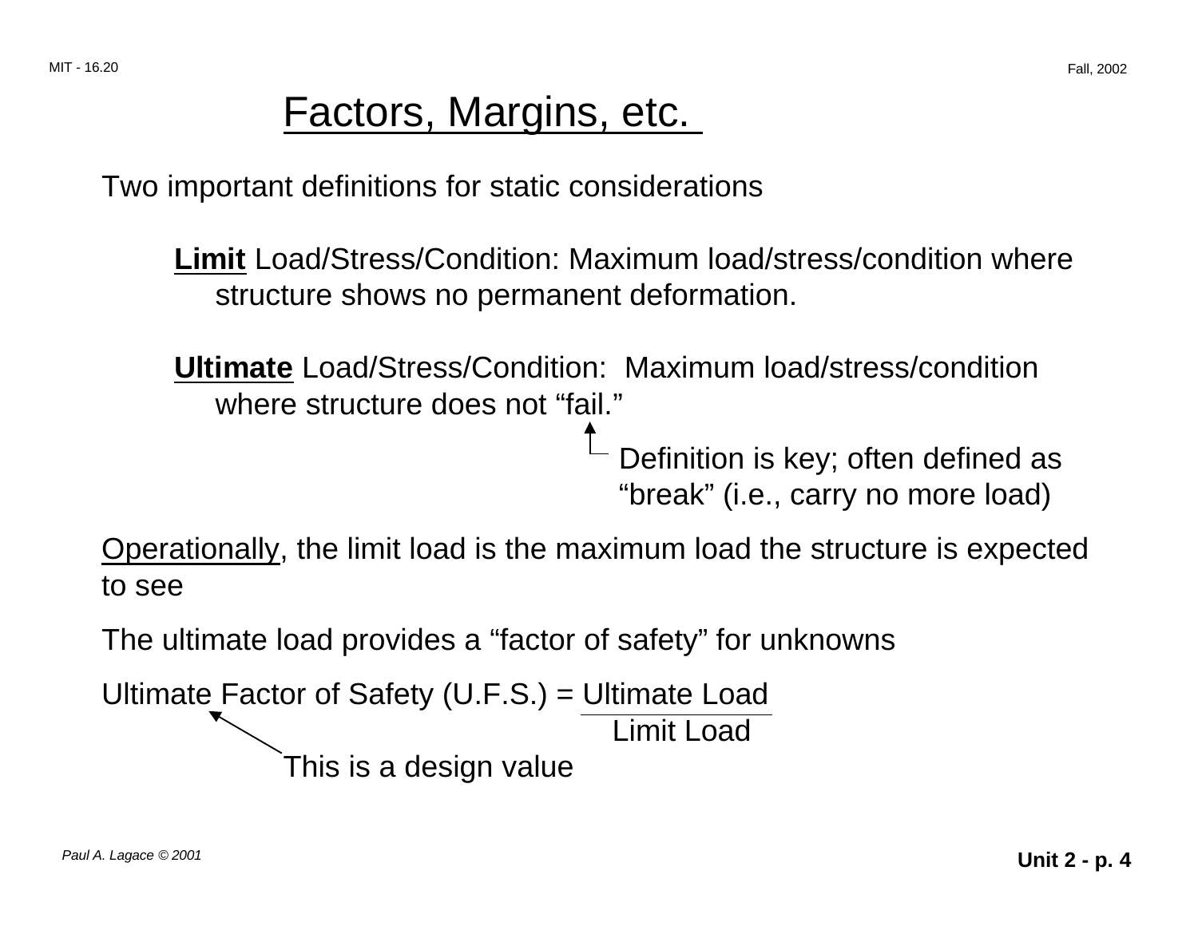# Factors, Margins, etc.

Two important definitions for static considerations

**Limit** Load/Stress/Condition: Maximum load/stress/condition where structure shows no permanent deformation.

**Ultimate** Load/Stress/Condition: Maximum load/stress/condition where structure does not "fail."

Definition is key; often defined as "break" (i.e., carry no more load)

Operationally, the limit load is the maximum load the structure is expected to see

The ultimate load provides a "factor of safety" for unknowns

$$\text{Ultimate Factor of Safety (U.F.S.)} = \frac{\text{Ultimate Load}}{\text{Limit Load}}$$

This is a design value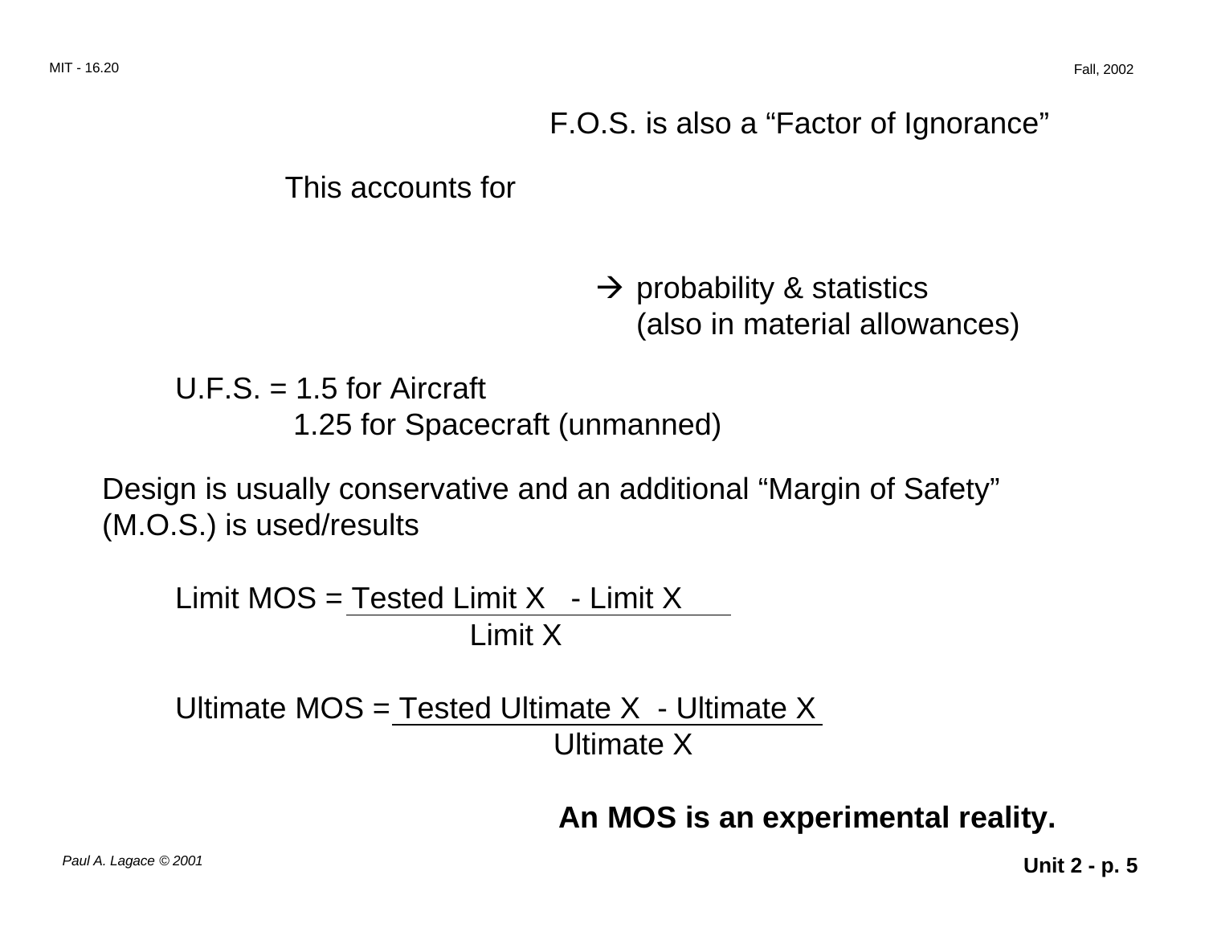F.O.S. is also a "Factor of Ignorance"

This accounts for

→ probability & statistics
(also in material allowances)

U.F.S. = 1.5 for Aircraft
1.25 for Spacecraft (unmanned)

Design is usually conservative and an additional "Margin of Safety" (M.O.S.) is used/results

$$\text{Limit MOS} = \frac{\text{Tested Limit X} - \text{Limit X}}{\text{Limit X}}$$

$$\text{Ultimate MOS} = \frac{\text{Tested Ultimate X} - \text{Ultimate X}}{\text{Ultimate X}}$$

**An MOS is an experimental reality.**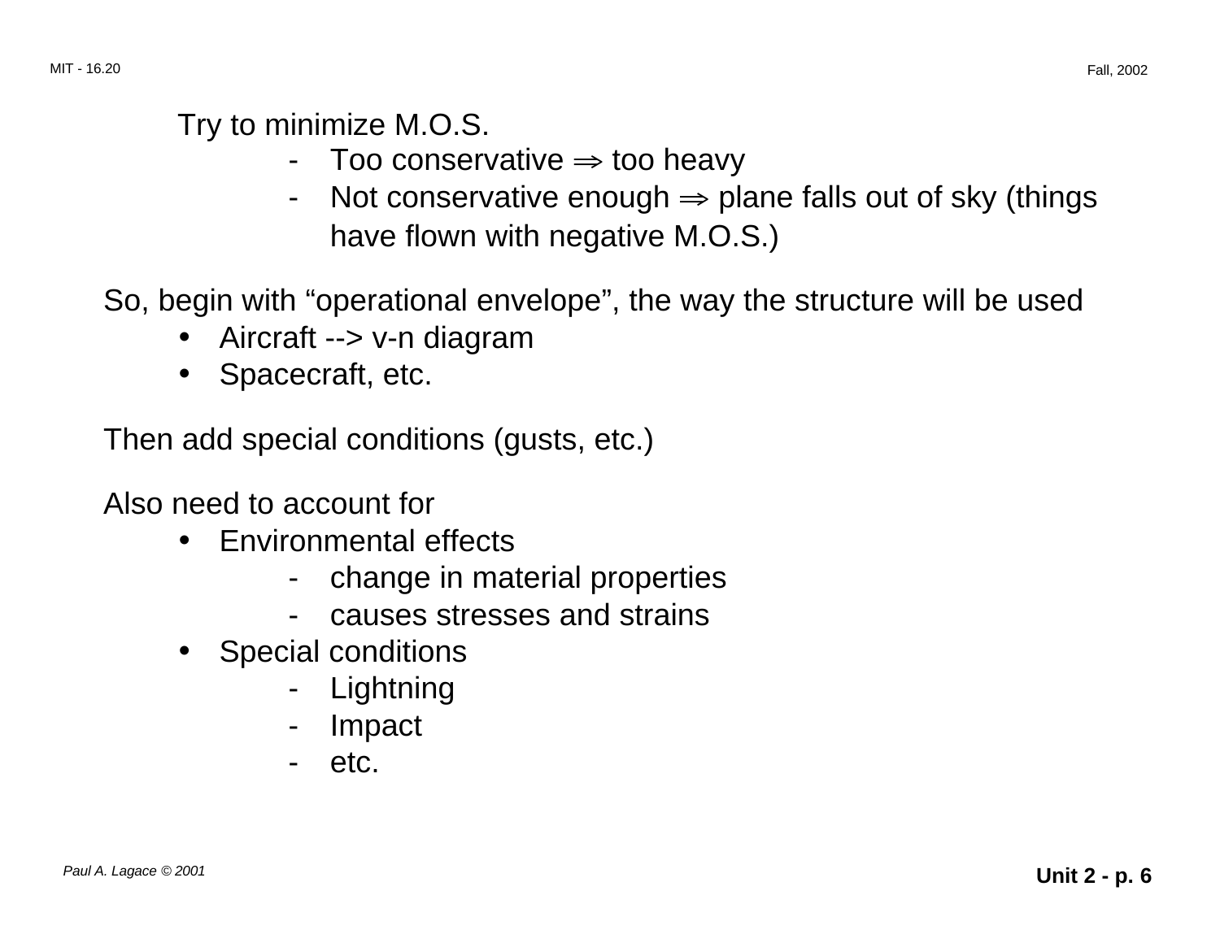Try to minimize M.O.S.

- Too conservative $\Rightarrow$ too heavy
- Not conservative enough $\Rightarrow$ plane falls out of sky (things have flown with negative M.O.S.)

So, begin with "operational envelope", the way the structure will be used

- Aircraft --> v-n diagram
- Spacecraft, etc.

Then add special conditions (gusts, etc.)

Also need to account for

- Environmental effects
  - change in material properties
  - causes stresses and strains
- Special conditions
  - Lightning
  - Impact
  - etc.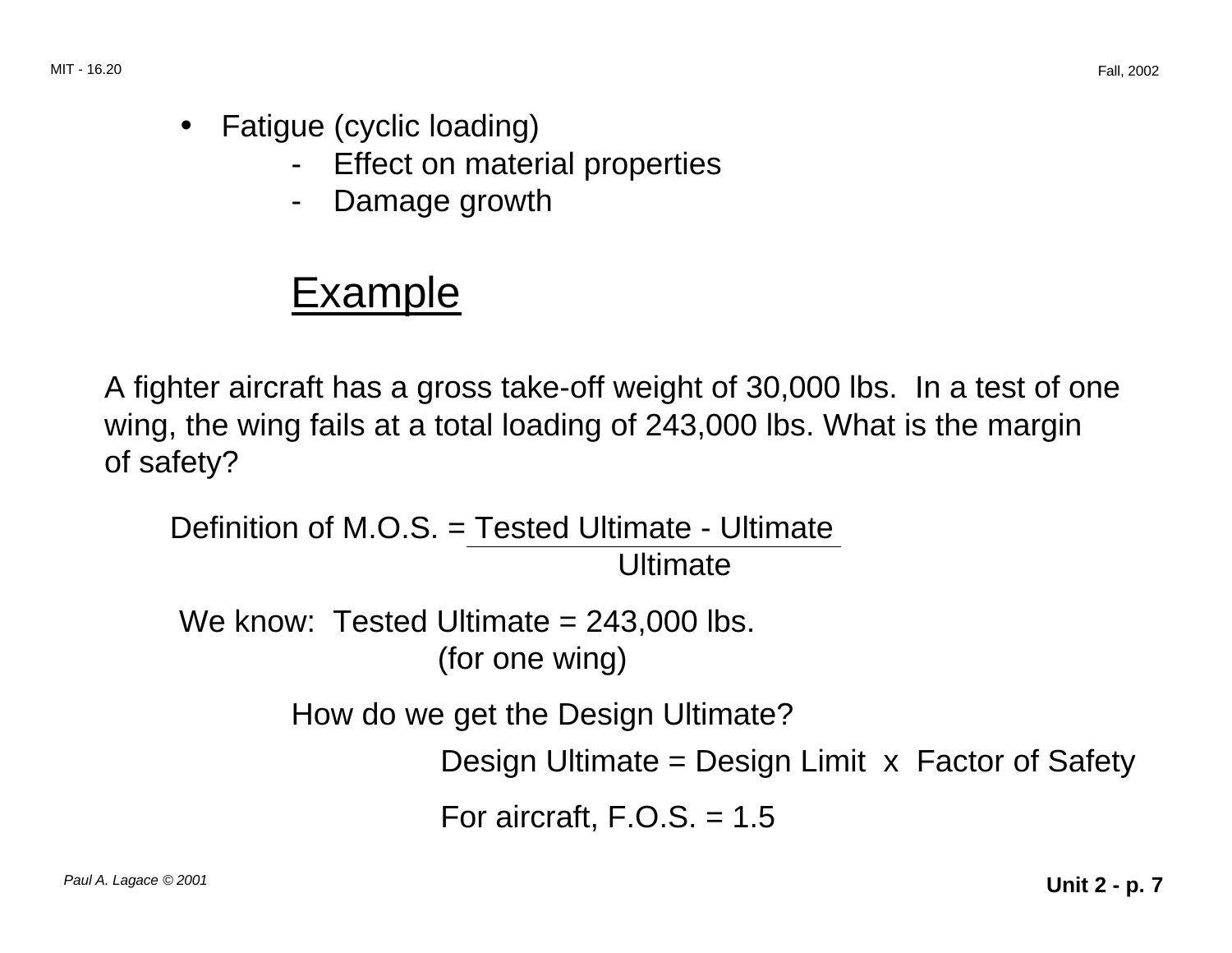- Fatigue (cyclic loading)
  - Effect on material properties
  - Damage growth

## Example

A fighter aircraft has a gross take-off weight of 30,000 lbs. In a test of one wing, the wing fails at a total loading of 243,000 lbs. What is the margin of safety?

$$\text{Definition of M.O.S.} = \frac{\text{Tested Ultimate} - \text{Ultimate}}{\text{Ultimate}}$$

We know: Tested Ultimate = 243,000 lbs.
(for one wing)

How do we get the Design Ultimate?

Design Ultimate = Design Limit x Factor of Safety

For aircraft, F.O.S. = 1.5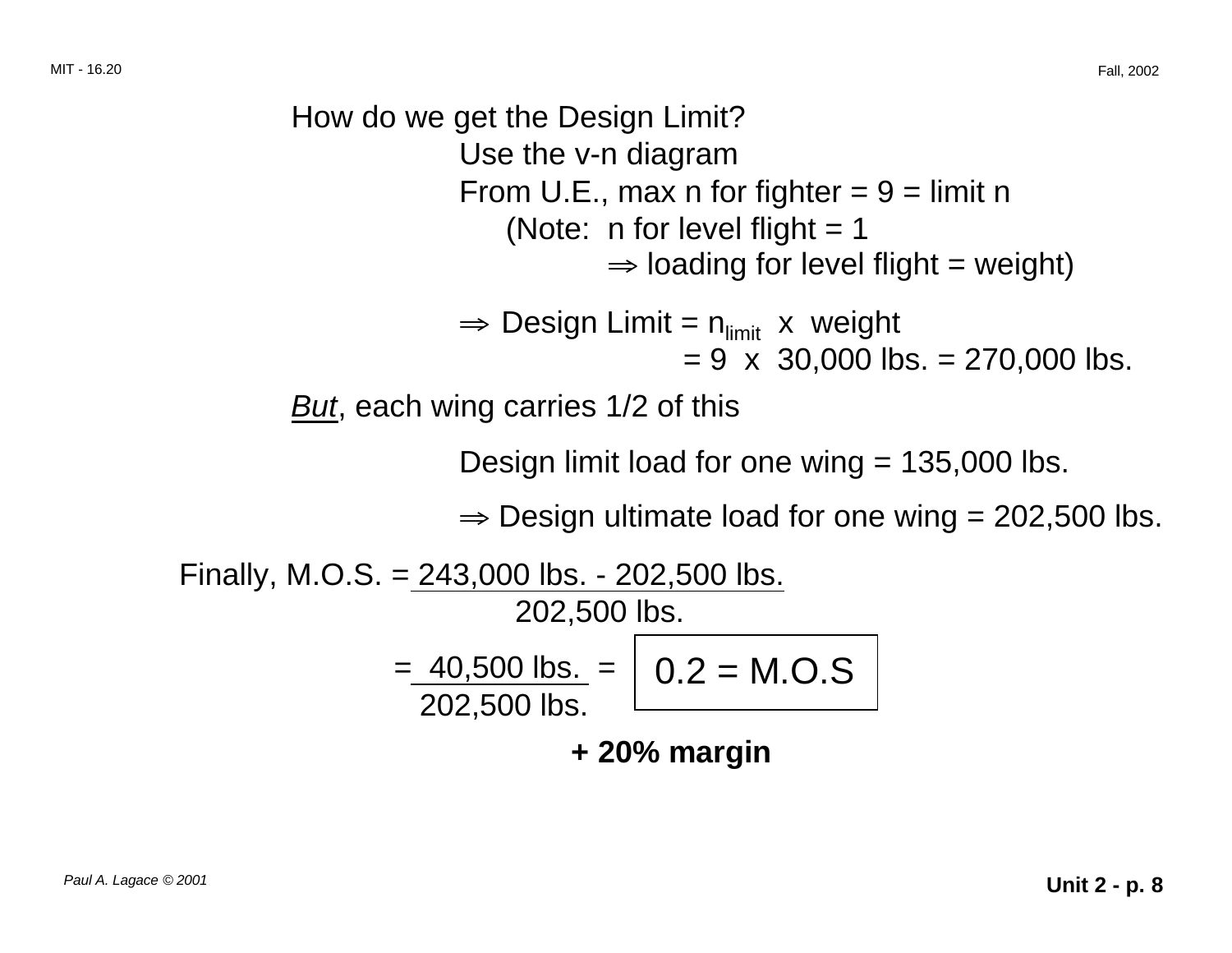How do we get the Design Limit?

Use the v-n diagram

From U.E., max n for fighter = 9 = limit n

(Note: n for level flight = 1

$\Rightarrow$ loading for level flight = weight)

$\Rightarrow$ Design Limit = $n_{limit}$ x weight

= 9 x 30,000 lbs. = 270,000 lbs.

*But*, each wing carries 1/2 of this

Design limit load for one wing = 135,000 lbs.

$\Rightarrow$ Design ultimate load for one wing = 202,500 lbs.

Finally, $$\text{M.O.S.} = \frac{243{,}000 \text{ lbs.} - 202{,}500 \text{ lbs.}}{202{,}500 \text{ lbs.}}$$

$$= \frac{40{,}500 \text{ lbs.}}{202{,}500 \text{ lbs.}} = \boxed{0.2 = \text{M.O.S}}$$

**+ 20% margin**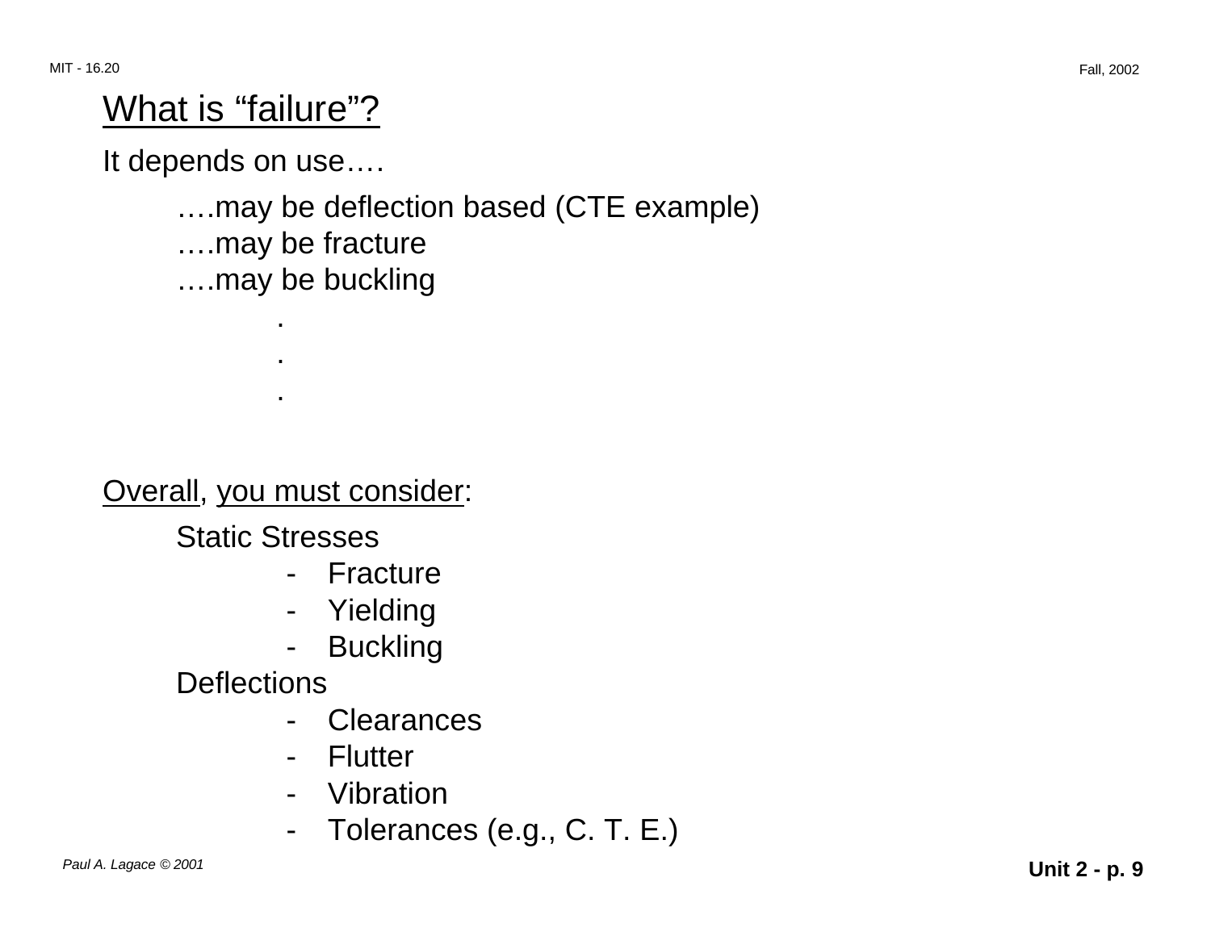## What is "failure"?

It depends on use….

> ….may be deflection based (CTE example)
> ….may be fracture
> ….may be buckling
> .
> .
> .

Overall, you must consider:

Static Stresses
- Fracture
- Yielding
- Buckling

Deflections
- Clearances
- Flutter
- Vibration
- Tolerances (e.g., C. T. E.)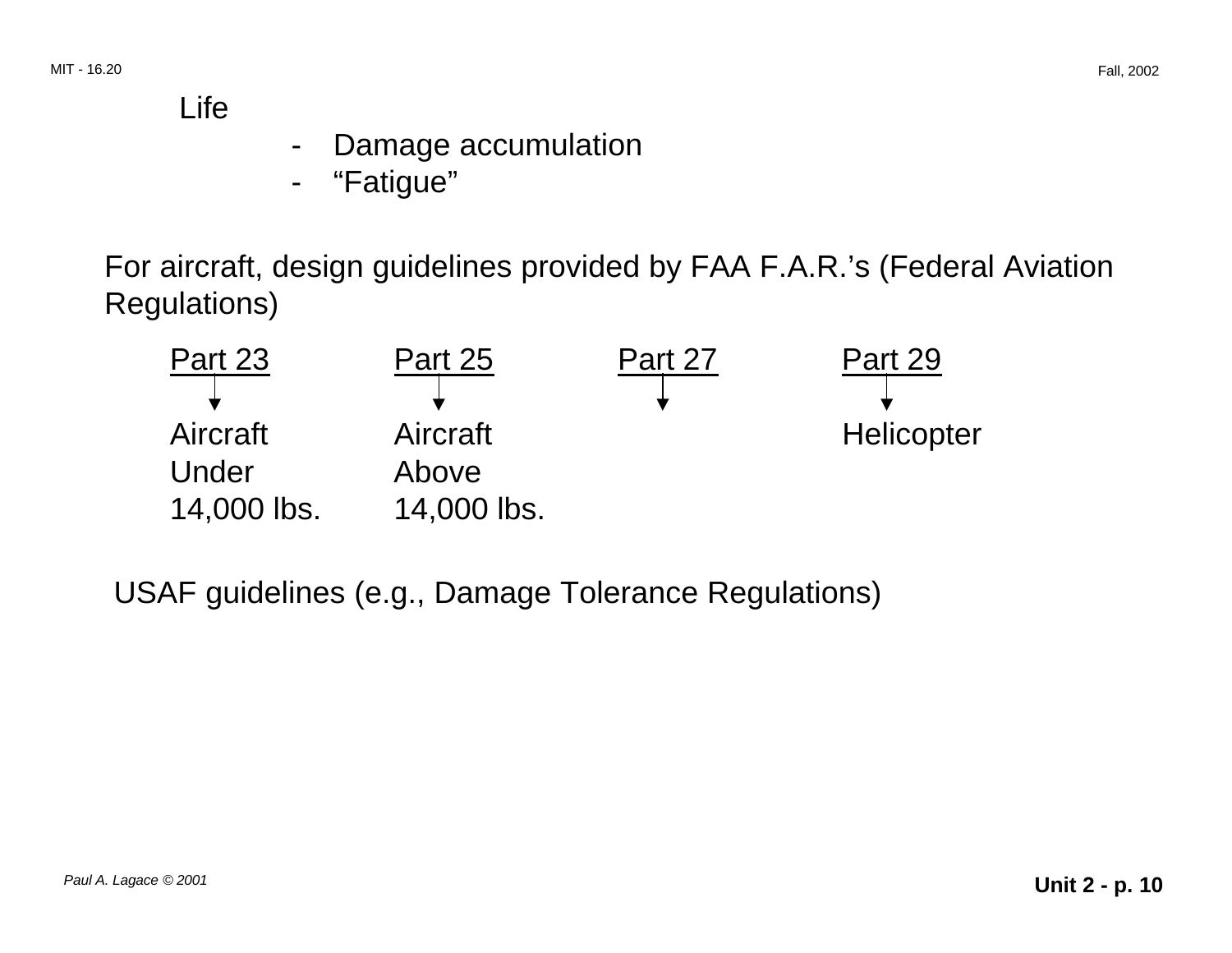Life

- Damage accumulation
- “Fatigue”

For aircraft, design guidelines provided by FAA F.A.R.’s (Federal Aviation Regulations)

| Part 23 | Part 25 | Part 27 | Part 29 |
| --- | --- | --- | --- |
| ↓ | ↓ | ↓ | ↓ |
| Aircraft Under 14,000 lbs. | Aircraft Above 14,000 lbs. | | Helicopter |

USAF guidelines (e.g., Damage Tolerance Regulations)